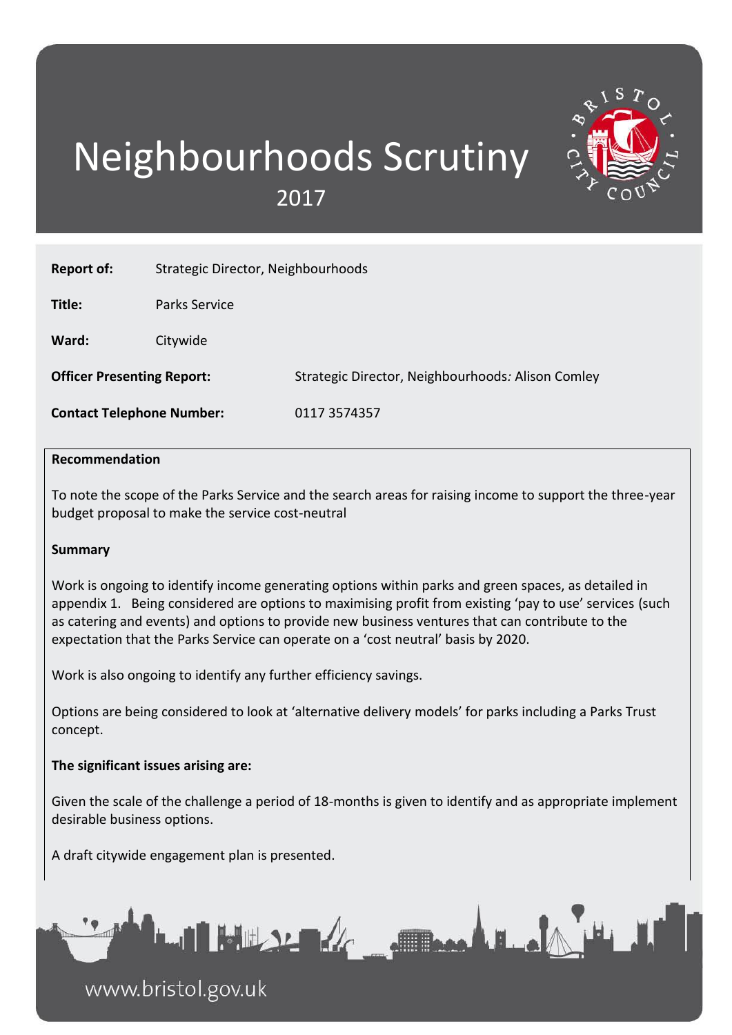# Neighbourhoods Scrutiny

2017

| | |
|---|---|
| **Report of:** | Strategic Director, Neighbourhoods |
| **Title:** | Parks Service |
| **Ward:** | Citywide |
| **Officer Presenting Report:** | Strategic Director, Neighbourhoods*:* Alison Comley |
| **Contact Telephone Number:** | 0117 3574357 |

**Recommendation**

To note the scope of the Parks Service and the search areas for raising income to support the three-year budget proposal to make the service cost-neutral

**Summary**

Work is ongoing to identify income generating options within parks and green spaces, as detailed in appendix 1. Being considered are options to maximising profit from existing 'pay to use' services (such as catering and events) and options to provide new business ventures that can contribute to the expectation that the Parks Service can operate on a 'cost neutral' basis by 2020.

Work is also ongoing to identify any further efficiency savings.

Options are being considered to look at 'alternative delivery models' for parks including a Parks Trust concept.

**The significant issues arising are:**

Given the scale of the challenge a period of 18-months is given to identify and as appropriate implement desirable business options.

A draft citywide engagement plan is presented.

www.bristol.gov.uk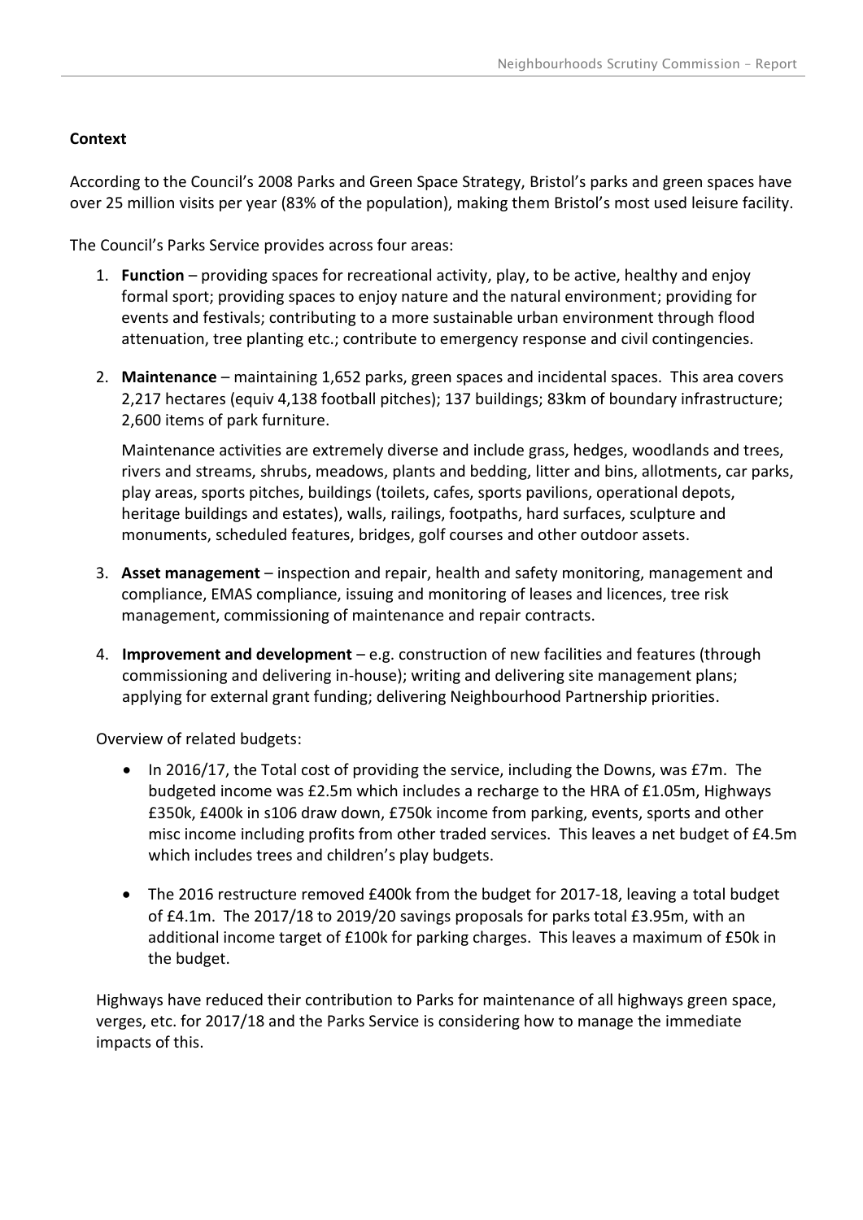**Context**

According to the Council's 2008 Parks and Green Space Strategy, Bristol's parks and green spaces have over 25 million visits per year (83% of the population), making them Bristol's most used leisure facility.

The Council's Parks Service provides across four areas:

1. **Function** – providing spaces for recreational activity, play, to be active, healthy and enjoy formal sport; providing spaces to enjoy nature and the natural environment; providing for events and festivals; contributing to a more sustainable urban environment through flood attenuation, tree planting etc.; contribute to emergency response and civil contingencies.

2. **Maintenance** – maintaining 1,652 parks, green spaces and incidental spaces. This area covers 2,217 hectares (equiv 4,138 football pitches); 137 buildings; 83km of boundary infrastructure; 2,600 items of park furniture.

   Maintenance activities are extremely diverse and include grass, hedges, woodlands and trees, rivers and streams, shrubs, meadows, plants and bedding, litter and bins, allotments, car parks, play areas, sports pitches, buildings (toilets, cafes, sports pavilions, operational depots, heritage buildings and estates), walls, railings, footpaths, hard surfaces, sculpture and monuments, scheduled features, bridges, golf courses and other outdoor assets.

3. **Asset management** – inspection and repair, health and safety monitoring, management and compliance, EMAS compliance, issuing and monitoring of leases and licences, tree risk management, commissioning of maintenance and repair contracts.

4. **Improvement and development** – e.g. construction of new facilities and features (through commissioning and delivering in-house); writing and delivering site management plans; applying for external grant funding; delivering Neighbourhood Partnership priorities.

Overview of related budgets:

- In 2016/17, the Total cost of providing the service, including the Downs, was £7m. The budgeted income was £2.5m which includes a recharge to the HRA of £1.05m, Highways £350k, £400k in s106 draw down, £750k income from parking, events, sports and other misc income including profits from other traded services. This leaves a net budget of £4.5m which includes trees and children's play budgets.

- The 2016 restructure removed £400k from the budget for 2017-18, leaving a total budget of £4.1m. The 2017/18 to 2019/20 savings proposals for parks total £3.95m, with an additional income target of £100k for parking charges. This leaves a maximum of £50k in the budget.

Highways have reduced their contribution to Parks for maintenance of all highways green space, verges, etc. for 2017/18 and the Parks Service is considering how to manage the immediate impacts of this.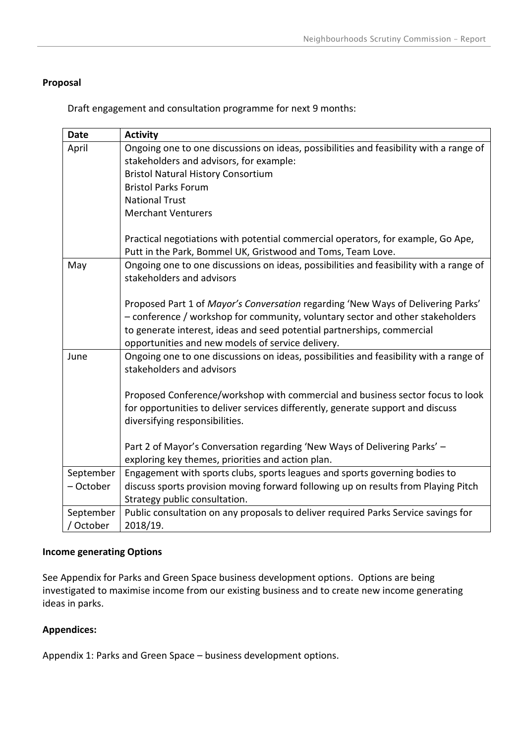## Proposal

Draft engagement and consultation programme for next 9 months:

| Date | Activity |
|---|---|
| April | Ongoing one to one discussions on ideas, possibilities and feasibility with a range of stakeholders and advisors, for example:<br>Bristol Natural History Consortium<br>Bristol Parks Forum<br>National Trust<br>Merchant Venturers<br><br>Practical negotiations with potential commercial operators, for example, Go Ape, Putt in the Park, Bommel UK, Gristwood and Toms, Team Love. |
| May | Ongoing one to one discussions on ideas, possibilities and feasibility with a range of stakeholders and advisors<br><br>Proposed Part 1 of *Mayor's Conversation* regarding 'New Ways of Delivering Parks' – conference / workshop for community, voluntary sector and other stakeholders to generate interest, ideas and seed potential partnerships, commercial opportunities and new models of service delivery. |
| June | Ongoing one to one discussions on ideas, possibilities and feasibility with a range of stakeholders and advisors<br><br>Proposed Conference/workshop with commercial and business sector focus to look for opportunities to deliver services differently, generate support and discuss diversifying responsibilities.<br><br>Part 2 of Mayor's Conversation regarding 'New Ways of Delivering Parks' – exploring key themes, priorities and action plan. |
| September – October | Engagement with sports clubs, sports leagues and sports governing bodies to discuss sports provision moving forward following up on results from Playing Pitch Strategy public consultation. |
| September / October | Public consultation on any proposals to deliver required Parks Service savings for 2018/19. |

## Income generating Options

See Appendix for Parks and Green Space business development options. Options are being investigated to maximise income from our existing business and to create new income generating ideas in parks.

## Appendices:

Appendix 1: Parks and Green Space – business development options.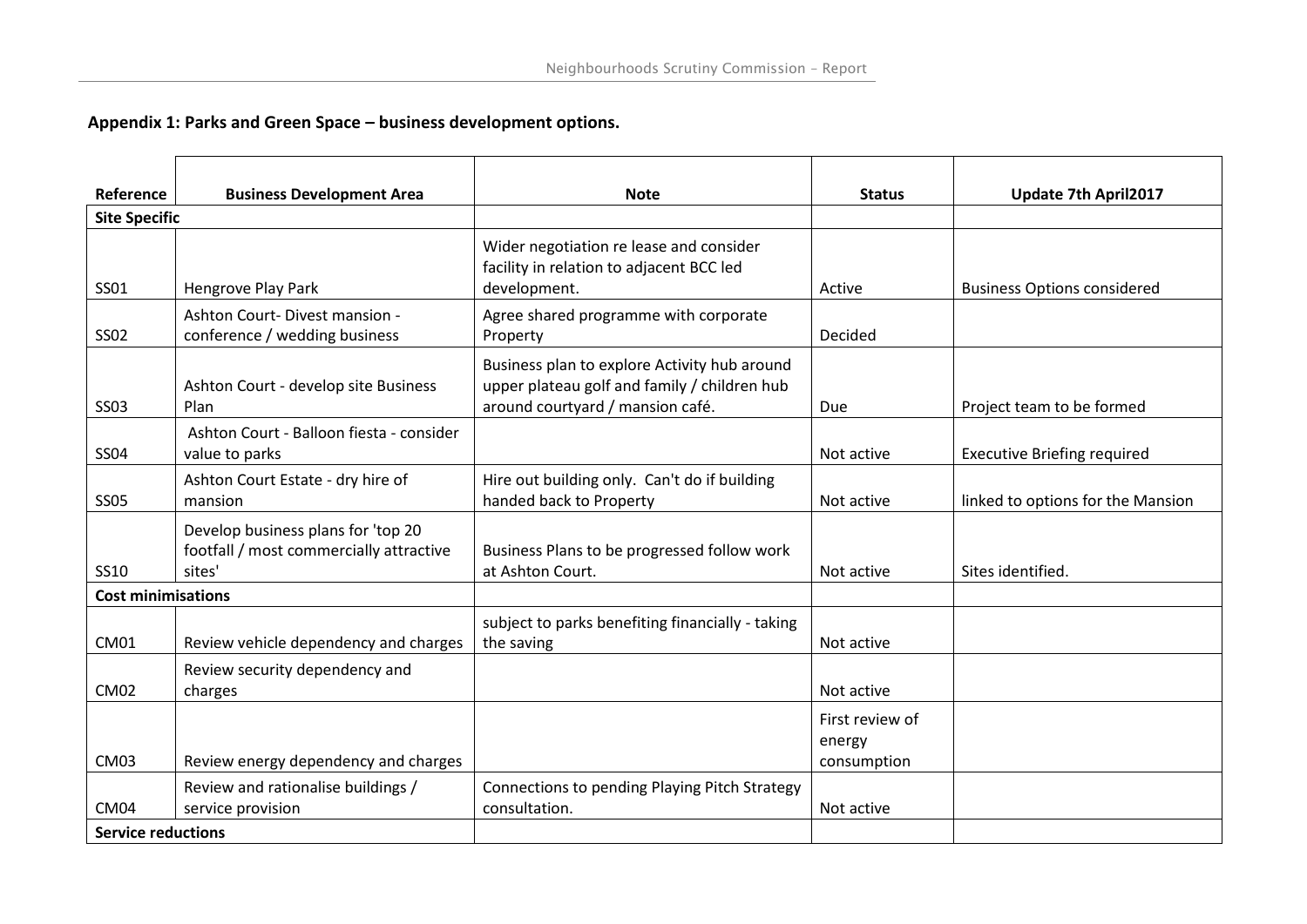**Appendix 1: Parks and Green Space – business development options.**

| Reference | Business Development Area | Note | Status | Update 7th April2017 |
|---|---|---|---|---|
| **Site Specific** | | | | |
| SS01 | Hengrove Play Park | Wider negotiation re lease and consider facility in relation to adjacent BCC led development. | Active | Business Options considered |
| SS02 | Ashton Court- Divest mansion - conference / wedding business | Agree shared programme with corporate Property | Decided | |
| SS03 | Ashton Court - develop site Business Plan | Business plan to explore Activity hub around upper plateau golf and family / children hub around courtyard / mansion café. | Due | Project team to be formed |
| SS04 | Ashton Court - Balloon fiesta - consider value to parks | | Not active | Executive Briefing required |
| SS05 | Ashton Court Estate - dry hire of mansion | Hire out building only. Can't do if building handed back to Property | Not active | linked to options for the Mansion |
| SS10 | Develop business plans for 'top 20 footfall / most commercially attractive sites' | Business Plans to be progressed follow work at Ashton Court. | Not active | Sites identified. |
| **Cost minimisations** | | | | |
| CM01 | Review vehicle dependency and charges | subject to parks benefiting financially - taking the saving | Not active | |
| CM02 | Review security dependency and charges | | Not active | |
| CM03 | Review energy dependency and charges | | First review of energy consumption | |
| CM04 | Review and rationalise buildings / service provision | Connections to pending Playing Pitch Strategy consultation. | Not active | |
| **Service reductions** | | | | |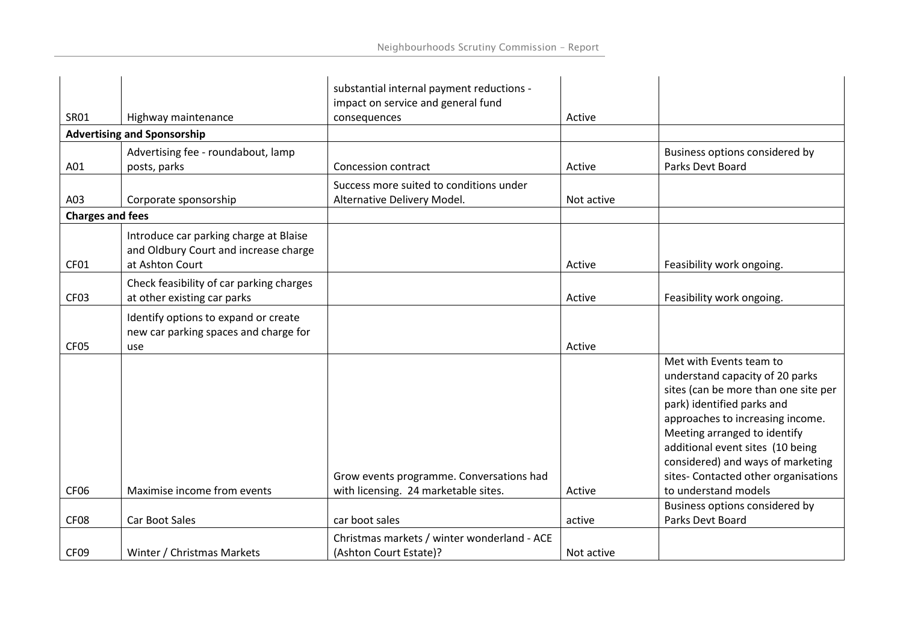| | | | | |
|---|---|---|---|---|
| SR01 | Highway maintenance | substantial internal payment reductions - impact on service and general fund consequences | Active | |
| **Advertising and Sponsorship** | | | | |
| A01 | Advertising fee - roundabout, lamp posts, parks | Concession contract | Active | Business options considered by Parks Devt Board |
| A03 | Corporate sponsorship | Success more suited to conditions under Alternative Delivery Model. | Not active | |
| **Charges and fees** | | | | |
| CF01 | Introduce car parking charge at Blaise and Oldbury Court and increase charge at Ashton Court | | Active | Feasibility work ongoing. |
| CF03 | Check feasibility of car parking charges at other existing car parks | | Active | Feasibility work ongoing. |
| CF05 | Identify options to expand or create new car parking spaces and charge for use | | Active | |
| CF06 | Maximise income from events | Grow events programme. Conversations had with licensing. 24 marketable sites. | Active | Met with Events team to understand capacity of 20 parks sites (can be more than one site per park) identified parks and approaches to increasing income. Meeting arranged to identify additional event sites (10 being considered) and ways of marketing sites- Contacted other organisations to understand models |
| CF08 | Car Boot Sales | car boot sales | active | Business options considered by Parks Devt Board |
| CF09 | Winter / Christmas Markets | Christmas markets / winter wonderland - ACE (Ashton Court Estate)? | Not active | |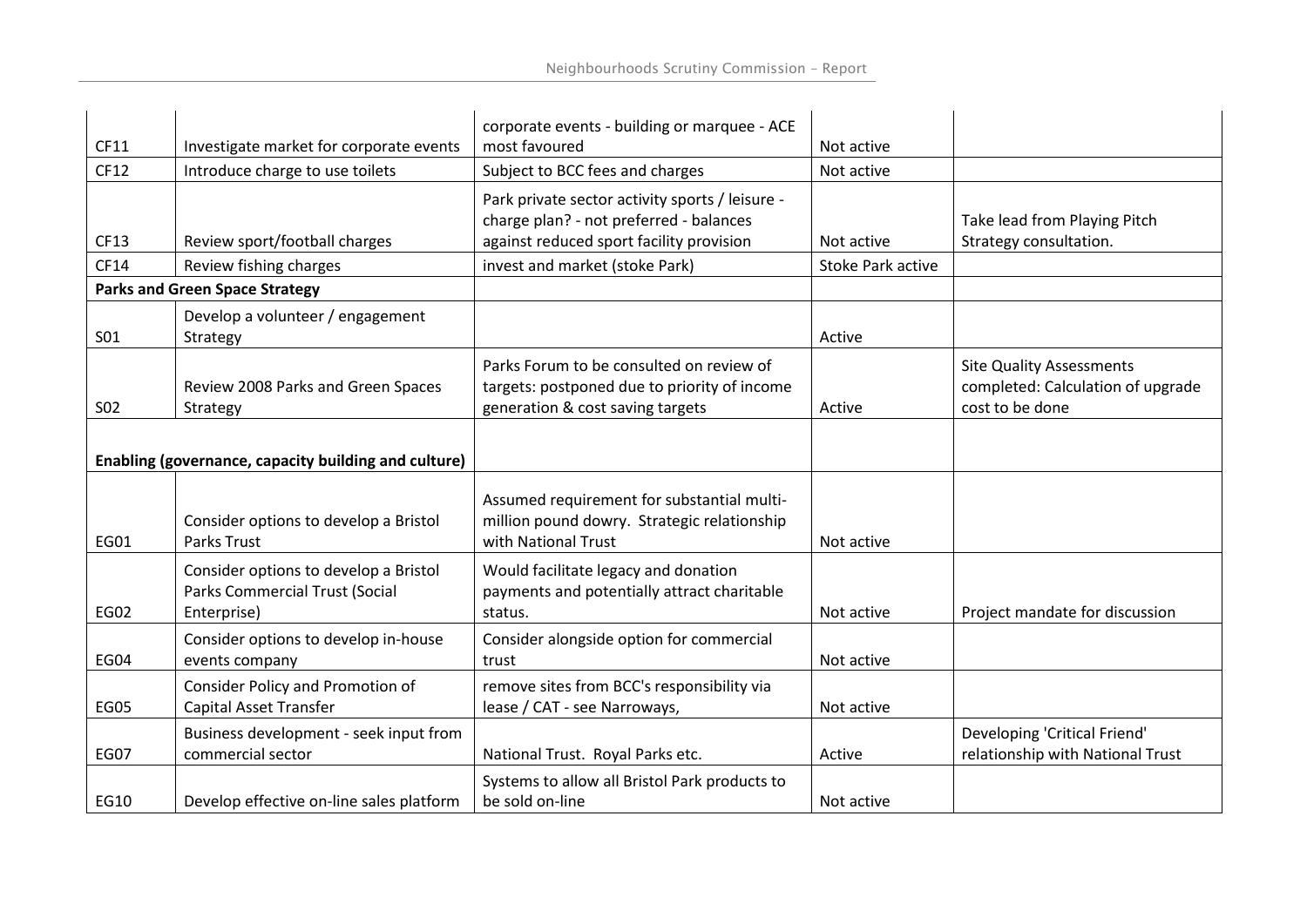| | | | | |
|---|---|---|---|---|
| CF11 | Investigate market for corporate events | corporate events - building or marquee - ACE most favoured | Not active | |
| CF12 | Introduce charge to use toilets | Subject to BCC fees and charges | Not active | |
| CF13 | Review sport/football charges | Park private sector activity sports / leisure - charge plan? - not preferred - balances against reduced sport facility provision | Not active | Take lead from Playing Pitch Strategy consultation. |
| CF14 | Review fishing charges | invest and market (stoke Park) | Stoke Park active | |
| **Parks and Green Space Strategy** | | | | |
| S01 | Develop a volunteer / engagement Strategy | | Active | |
| S02 | Review 2008 Parks and Green Spaces Strategy | Parks Forum to be consulted on review of targets: postponed due to priority of income generation & cost saving targets | Active | Site Quality Assessments completed: Calculation of upgrade cost to be done |
| **Enabling (governance, capacity building and culture)** | | | | |
| EG01 | Consider options to develop a Bristol Parks Trust | Assumed requirement for substantial multi-million pound dowry. Strategic relationship with National Trust | Not active | |
| EG02 | Consider options to develop a Bristol Parks Commercial Trust (Social Enterprise) | Would facilitate legacy and donation payments and potentially attract charitable status. | Not active | Project mandate for discussion |
| EG04 | Consider options to develop in-house events company | Consider alongside option for commercial trust | Not active | |
| EG05 | Consider Policy and Promotion of Capital Asset Transfer | remove sites from BCC's responsibility via lease / CAT - see Narroways, | Not active | |
| EG07 | Business development - seek input from commercial sector | National Trust. Royal Parks etc. | Active | Developing 'Critical Friend' relationship with National Trust |
| EG10 | Develop effective on-line sales platform | Systems to allow all Bristol Park products to be sold on-line | Not active | |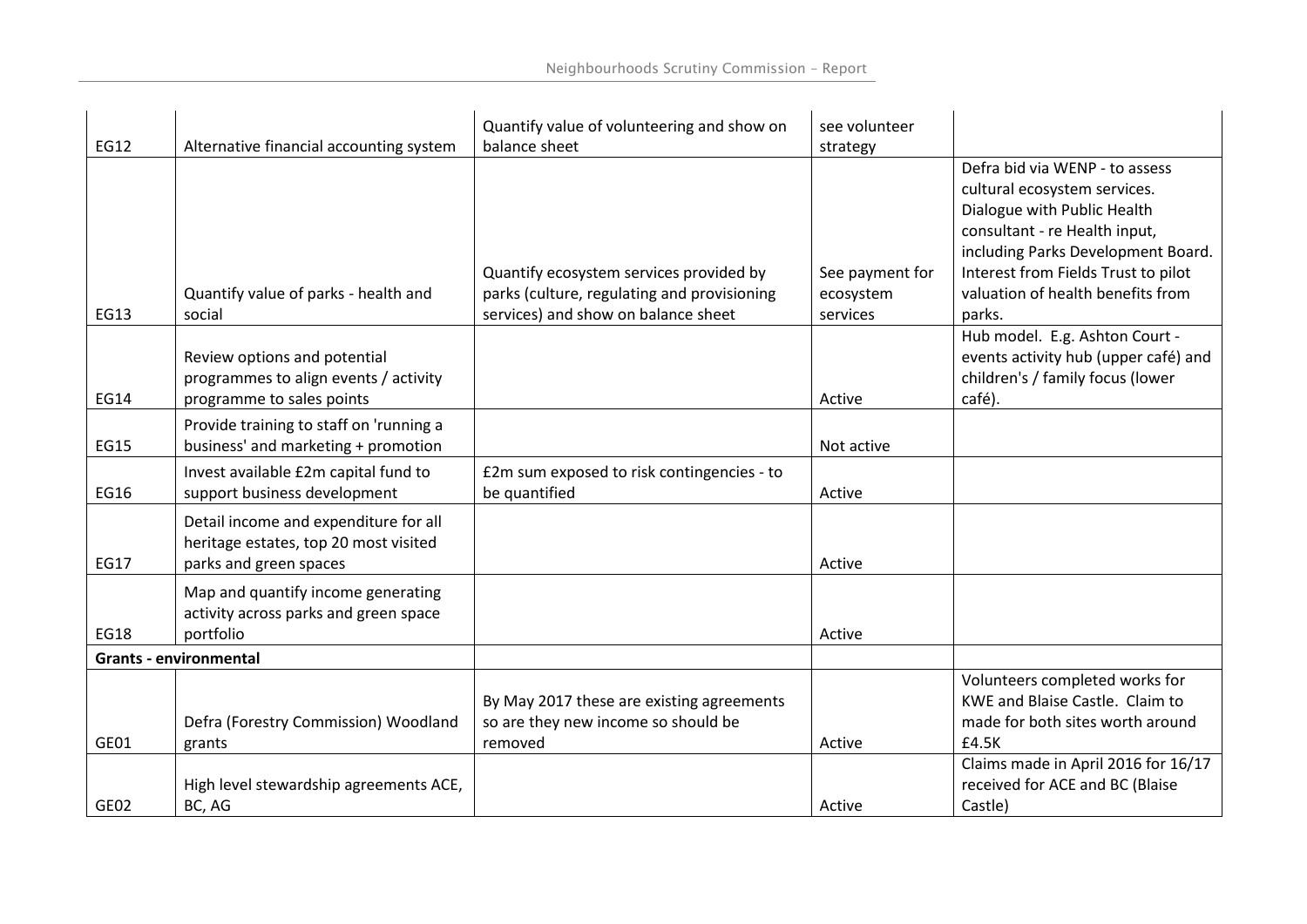| | | | | |
|---|---|---|---|---|
| EG12 | Alternative financial accounting system | Quantify value of volunteering and show on balance sheet | see volunteer strategy | |
| EG13 | Quantify value of parks - health and social | Quantify ecosystem services provided by parks (culture, regulating and provisioning services) and show on balance sheet | See payment for ecosystem services | Defra bid via WENP - to assess cultural ecosystem services. Dialogue with Public Health consultant - re Health input, including Parks Development Board. Interest from Fields Trust to pilot valuation of health benefits from parks. |
| EG14 | Review options and potential programmes to align events / activity programme to sales points | | Active | Hub model. E.g. Ashton Court - events activity hub (upper café) and children's / family focus (lower café). |
| EG15 | Provide training to staff on 'running a business' and marketing + promotion | | Not active | |
| EG16 | Invest available £2m capital fund to support business development | £2m sum exposed to risk contingencies - to be quantified | Active | |
| EG17 | Detail income and expenditure for all heritage estates, top 20 most visited parks and green spaces | | Active | |
| EG18 | Map and quantify income generating activity across parks and green space portfolio | | Active | |
| **Grants - environmental** | | | | |
| GE01 | Defra (Forestry Commission) Woodland grants | By May 2017 these are existing agreements so are they new income so should be removed | Active | Volunteers completed works for KWE and Blaise Castle. Claim to made for both sites worth around £4.5K |
| GE02 | High level stewardship agreements ACE, BC, AG | | Active | Claims made in April 2016 for 16/17 received for ACE and BC (Blaise Castle) |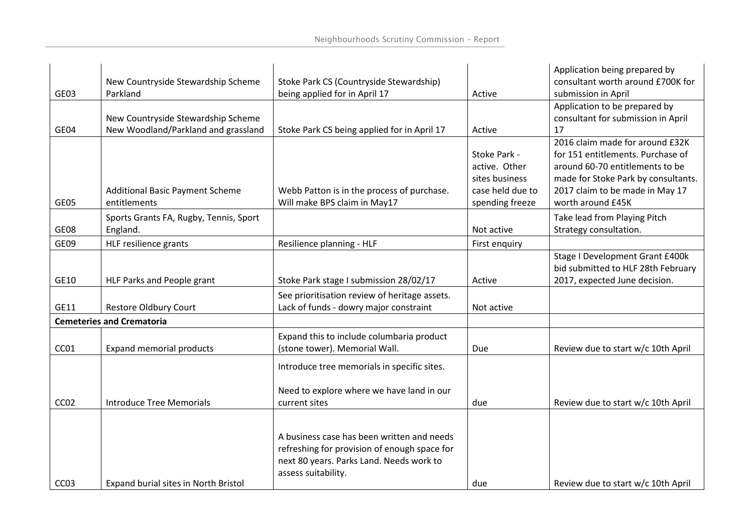| | | | | |
|---|---|---|---|---|
| GE03 | New Countryside Stewardship Scheme Parkland | Stoke Park CS (Countryside Stewardship) being applied for in April 17 | Active | Application being prepared by consultant worth around £700K for submission in April |
| GE04 | New Countryside Stewardship Scheme New Woodland/Parkland and grassland | Stoke Park CS being applied for in April 17 | Active | Application to be prepared by consultant for submission in April 17 |
| GE05 | Additional Basic Payment Scheme entitlements | Webb Patton is in the process of purchase. Will make BPS claim in May17 | Stoke Park - active. Other sites business case held due to spending freeze | 2016 claim made for around £32K for 151 entitlements. Purchase of around 60-70 entitlements to be made for Stoke Park by consultants. 2017 claim to be made in May 17 worth around £45K |
| GE08 | Sports Grants FA, Rugby, Tennis, Sport England. | | Not active | Take lead from Playing Pitch Strategy consultation. |
| GE09 | HLF resilience grants | Resilience planning - HLF | First enquiry | |
| GE10 | HLF Parks and People grant | Stoke Park stage I submission 28/02/17 | Active | Stage I Development Grant £400k bid submitted to HLF 28th February 2017, expected June decision. |
| GE11 | Restore Oldbury Court | See prioritisation review of heritage assets. Lack of funds - dowry major constraint | Not active | |
| **Cemeteries and Crematoria** | | | | |
| CC01 | Expand memorial products | Expand this to include columbaria product (stone tower). Memorial Wall. | Due | Review due to start w/c 10th April |
| CC02 | Introduce Tree Memorials | Introduce tree memorials in specific sites.<br><br>Need to explore where we have land in our current sites | due | Review due to start w/c 10th April |
| CC03 | Expand burial sites in North Bristol | A business case has been written and needs refreshing for provision of enough space for next 80 years. Parks Land. Needs work to assess suitability. | due | Review due to start w/c 10th April |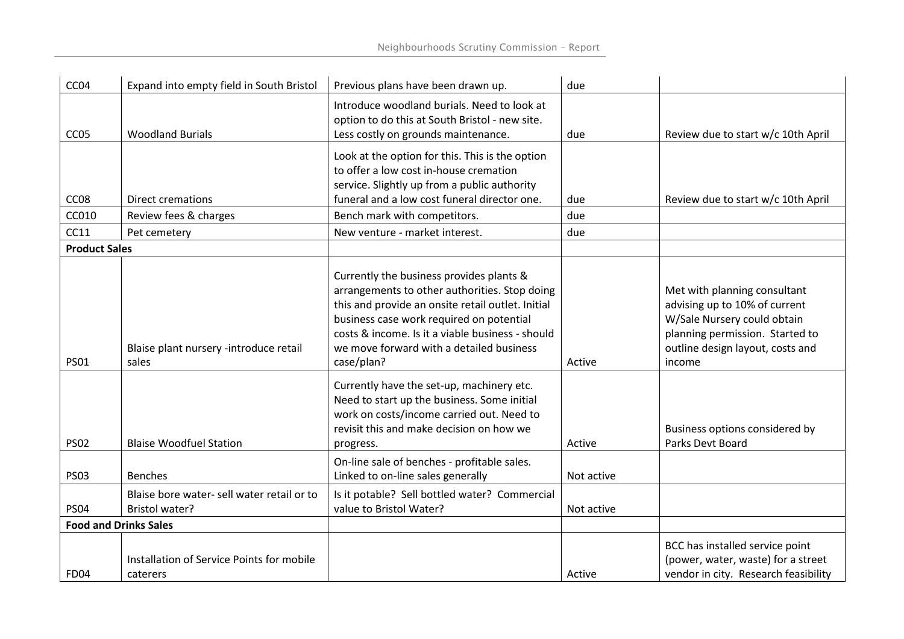| CC04 | Expand into empty field in South Bristol | Previous plans have been drawn up. | due | |
|---|---|---|---|---|
| CC05 | Woodland Burials | Introduce woodland burials. Need to look at option to do this at South Bristol - new site. Less costly on grounds maintenance. | due | Review due to start w/c 10th April |
| CC08 | Direct cremations | Look at the option for this. This is the option to offer a low cost in-house cremation service. Slightly up from a public authority funeral and a low cost funeral director one. | due | Review due to start w/c 10th April |
| CC010 | Review fees & charges | Bench mark with competitors. | due | |
| CC11 | Pet cemetery | New venture - market interest. | due | |
| **Product Sales** | | | | |
| PS01 | Blaise plant nursery -introduce retail sales | Currently the business provides plants & arrangements to other authorities. Stop doing this and provide an onsite retail outlet. Initial business case work required on potential costs & income. Is it a viable business - should we move forward with a detailed business case/plan? | Active | Met with planning consultant advising up to 10% of current W/Sale Nursery could obtain planning permission. Started to outline design layout, costs and income |
| PS02 | Blaise Woodfuel Station | Currently have the set-up, machinery etc. Need to start up the business. Some initial work on costs/income carried out. Need to revisit this and make decision on how we progress. | Active | Business options considered by Parks Devt Board |
| PS03 | Benches | On-line sale of benches - profitable sales. Linked to on-line sales generally | Not active | |
| PS04 | Blaise bore water- sell water retail or to Bristol water? | Is it potable? Sell bottled water? Commercial value to Bristol Water? | Not active | |
| **Food and Drinks Sales** | | | | |
| FD04 | Installation of Service Points for mobile caterers | | Active | BCC has installed service point (power, water, waste) for a street vendor in city. Research feasibility |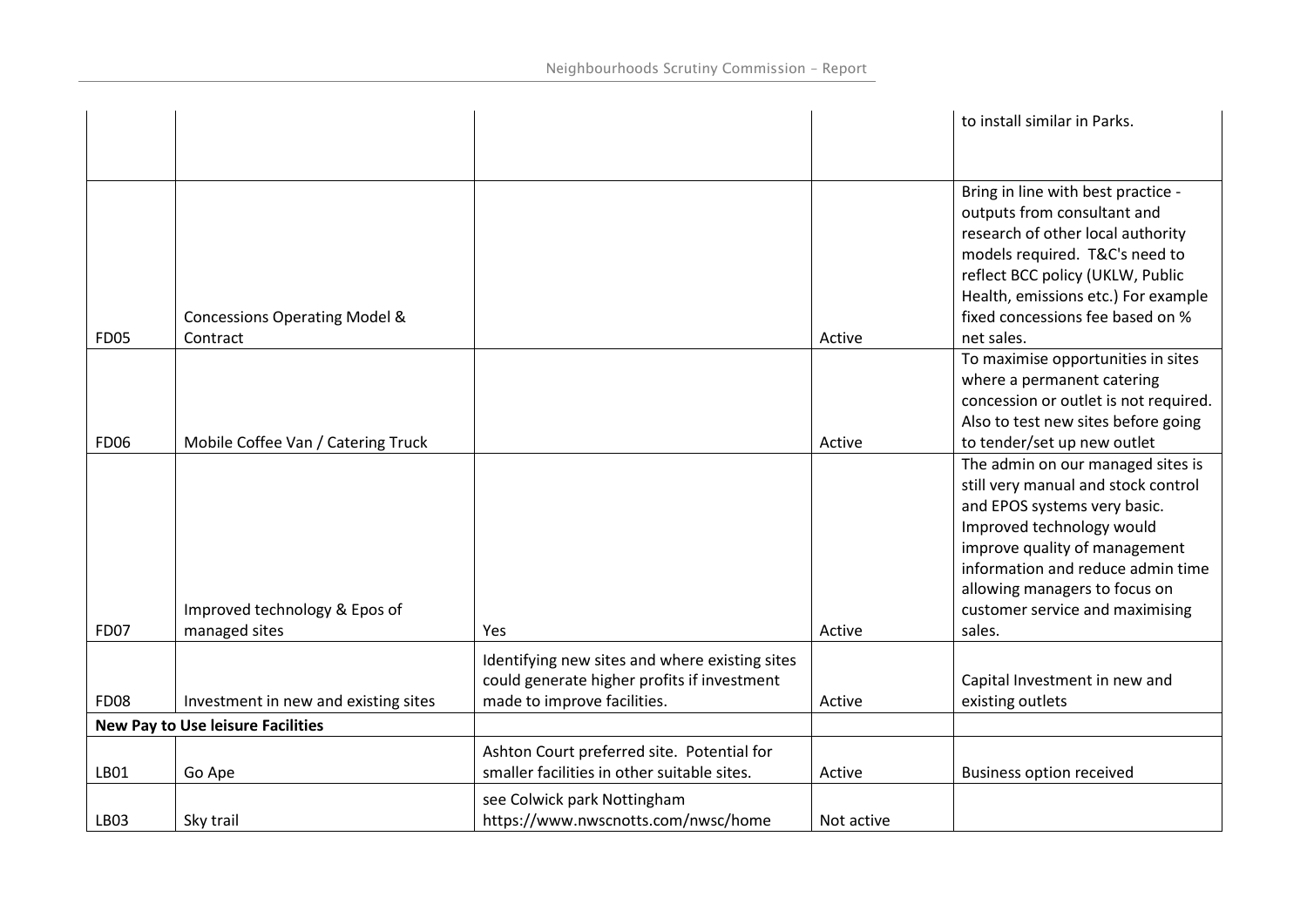| | | | | |
|---|---|---|---|---|
| | | | | to install similar in Parks. |
| FD05 | Concessions Operating Model & Contract | | Active | Bring in line with best practice - outputs from consultant and research of other local authority models required. T&C's need to reflect BCC policy (UKLW, Public Health, emissions etc.) For example fixed concessions fee based on % net sales. |
| FD06 | Mobile Coffee Van / Catering Truck | | Active | To maximise opportunities in sites where a permanent catering concession or outlet is not required. Also to test new sites before going to tender/set up new outlet |
| FD07 | Improved technology & Epos of managed sites | Yes | Active | The admin on our managed sites is still very manual and stock control and EPOS systems very basic. Improved technology would improve quality of management information and reduce admin time allowing managers to focus on customer service and maximising sales. |
| FD08 | Investment in new and existing sites | Identifying new sites and where existing sites could generate higher profits if investment made to improve facilities. | Active | Capital Investment in new and existing outlets |
| **New Pay to Use leisure Facilities** | | | | |
| LB01 | Go Ape | Ashton Court preferred site. Potential for smaller facilities in other suitable sites. | Active | Business option received |
| LB03 | Sky trail | see Colwick park Nottingham https://www.nwscnotts.com/nwsc/home | Not active | |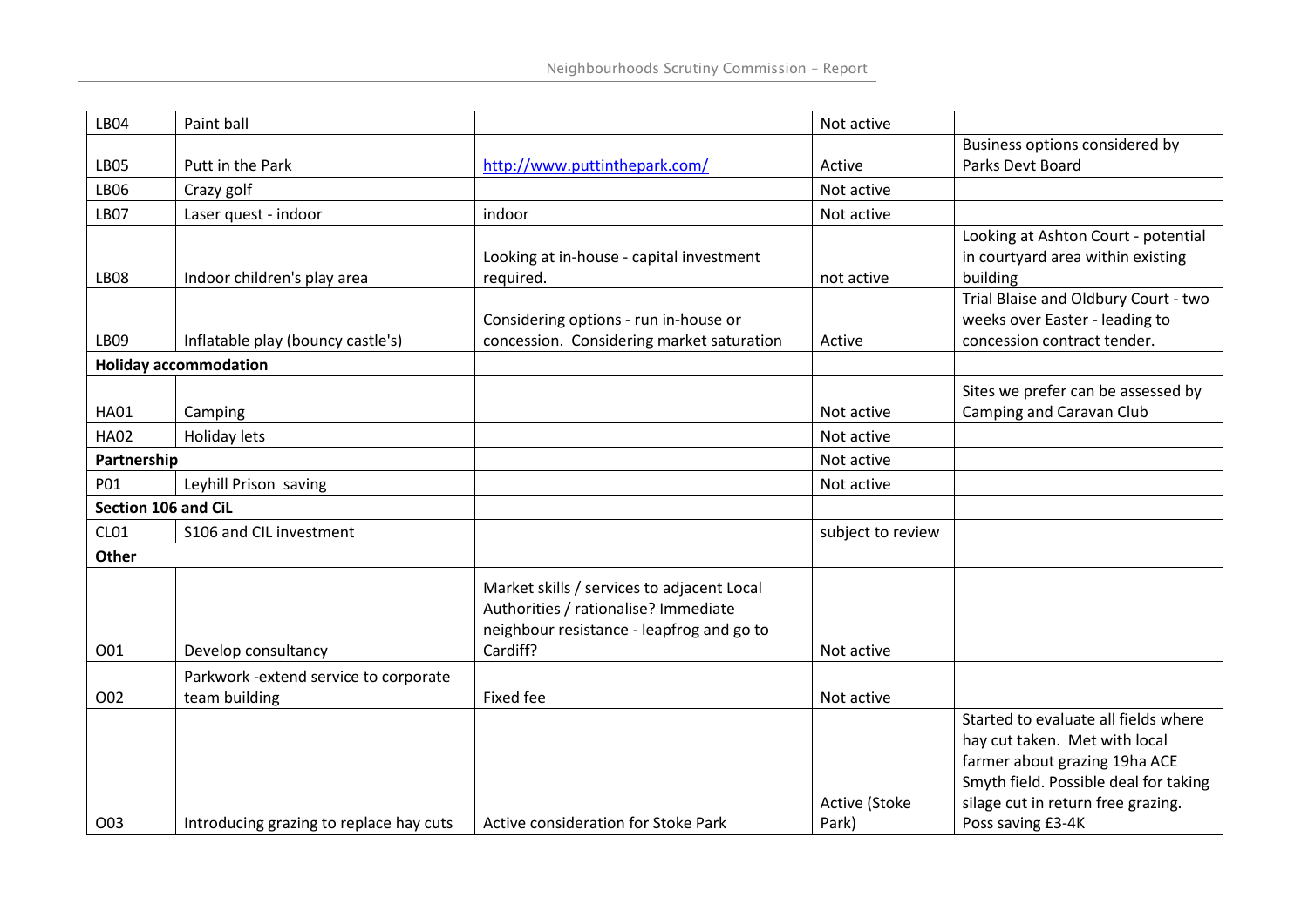| LB04 | Paint ball | | Not active | |
|---|---|---|---|---|
| LB05 | Putt in the Park | http://www.puttinthepark.com/ | Active | Business options considered by Parks Devt Board |
| LB06 | Crazy golf | | Not active | |
| LB07 | Laser quest - indoor | indoor | Not active | |
| LB08 | Indoor children's play area | Looking at in-house - capital investment required. | not active | Looking at Ashton Court - potential in courtyard area within existing building |
| LB09 | Inflatable play (bouncy castle's) | Considering options - run in-house or concession. Considering market saturation | Active | Trial Blaise and Oldbury Court - two weeks over Easter - leading to concession contract tender. |
| **Holiday accommodation** | | | | |
| HA01 | Camping | | Not active | Sites we prefer can be assessed by Camping and Caravan Club |
| HA02 | Holiday lets | | Not active | |
| **Partnership** | | | Not active | |
| P01 | Leyhill Prison saving | | Not active | |
| **Section 106 and CiL** | | | | |
| CL01 | S106 and CIL investment | | subject to review | |
| **Other** | | | | |
| O01 | Develop consultancy | Market skills / services to adjacent Local Authorities / rationalise? Immediate neighbour resistance - leapfrog and go to Cardiff? | Not active | |
| O02 | Parkwork -extend service to corporate team building | Fixed fee | Not active | |
| O03 | Introducing grazing to replace hay cuts | Active consideration for Stoke Park | Active (Stoke Park) | Started to evaluate all fields where hay cut taken. Met with local farmer about grazing 19ha ACE Smyth field. Possible deal for taking silage cut in return free grazing. Poss saving £3-4K |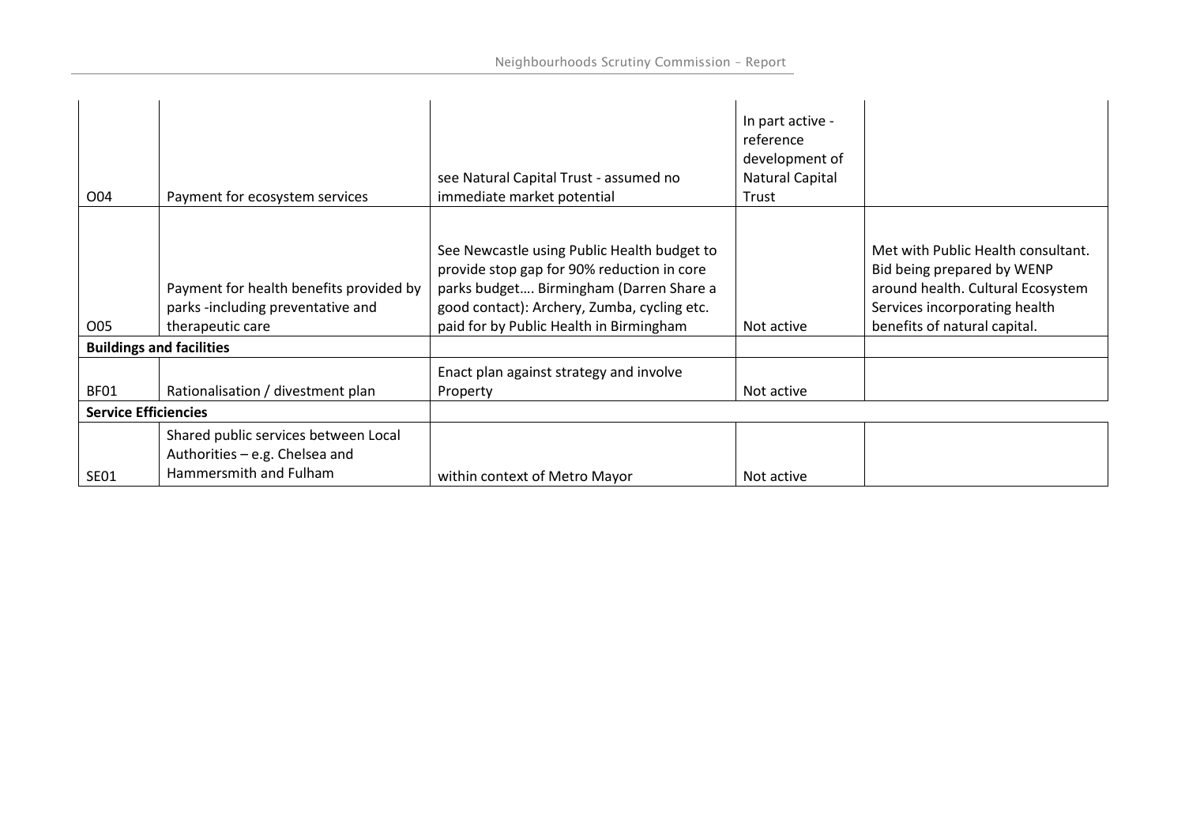| | | | | |
|---|---|---|---|---|
| O04 | Payment for ecosystem services | see Natural Capital Trust - assumed no immediate market potential | In part active - reference development of Natural Capital Trust | |
| O05 | Payment for health benefits provided by parks -including preventative and therapeutic care | See Newcastle using Public Health budget to provide stop gap for 90% reduction in core parks budget…. Birmingham (Darren Share a good contact): Archery, Zumba, cycling etc. paid for by Public Health in Birmingham | Not active | Met with Public Health consultant. Bid being prepared by WENP around health. Cultural Ecosystem Services incorporating health benefits of natural capital. |
| **Buildings and facilities** | | | | |
| BF01 | Rationalisation / divestment plan | Enact plan against strategy and involve Property | Not active | |
| **Service Efficiencies** | | | | |
| SE01 | Shared public services between Local Authorities – e.g. Chelsea and Hammersmith and Fulham | within context of Metro Mayor | Not active | |